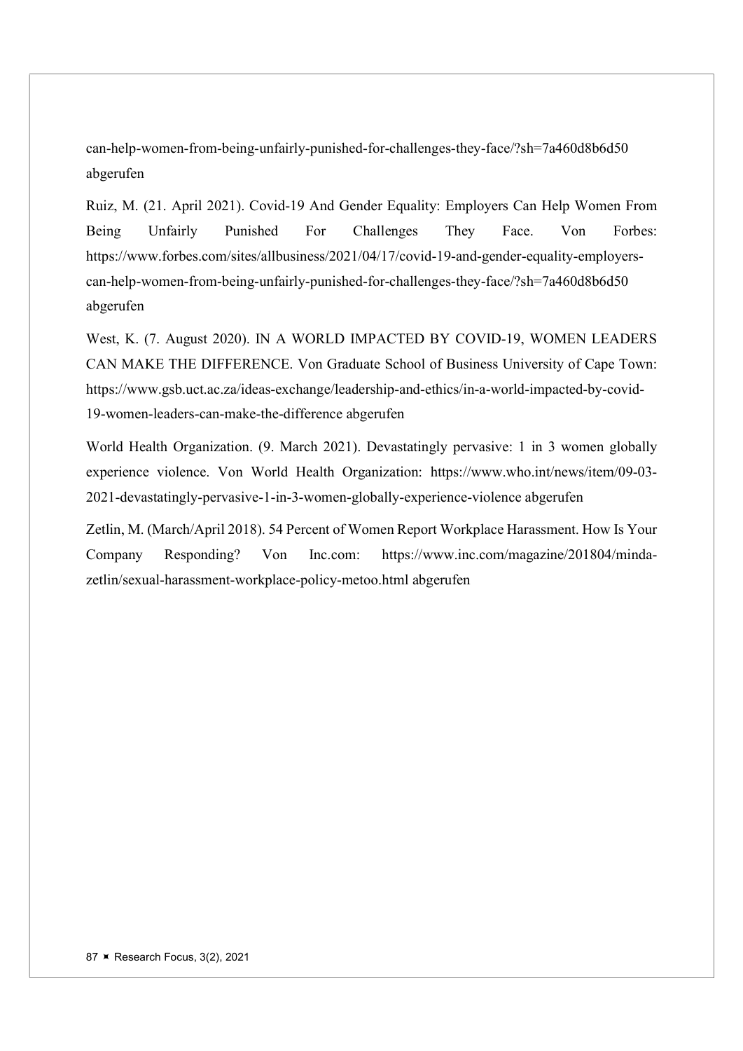can-help-women-from-being-unfairly-punished-for-challenges-they-face/?sh=7a460d8b6d50 abgerufen

Ruiz, M. (21. April 2021). Covid-19 And Gender Equality: Employers Can Help Women From Being Unfairly Punished For Challenges They Face. Von Forbes: https://www.forbes.com/sites/allbusiness/2021/04/17/covid-19-and-gender-equality-employers-can-help-women-from-being-unfairly-punished-for-challenges-they-face/?sh=7a460d8b6d50 abgerufen

West, K. (7. August 2020). IN A WORLD IMPACTED BY COVID-19, WOMEN LEADERS CAN MAKE THE DIFFERENCE. Von Graduate School of Business University of Cape Town: https://www.gsb.uct.ac.za/ideas-exchange/leadership-and-ethics/in-a-world-impacted-by-covid-19-women-leaders-can-make-the-difference abgerufen

World Health Organization. (9. March 2021). Devastatingly pervasive: 1 in 3 women globally experience violence. Von World Health Organization: https://www.who.int/news/item/09-03-2021-devastatingly-pervasive-1-in-3-women-globally-experience-violence abgerufen

Zetlin, M. (March/April 2018). 54 Percent of Women Report Workplace Harassment. How Is Your Company Responding? Von Inc.com: https://www.inc.com/magazine/201804/minda-zetlin/sexual-harassment-workplace-policy-metoo.html abgerufen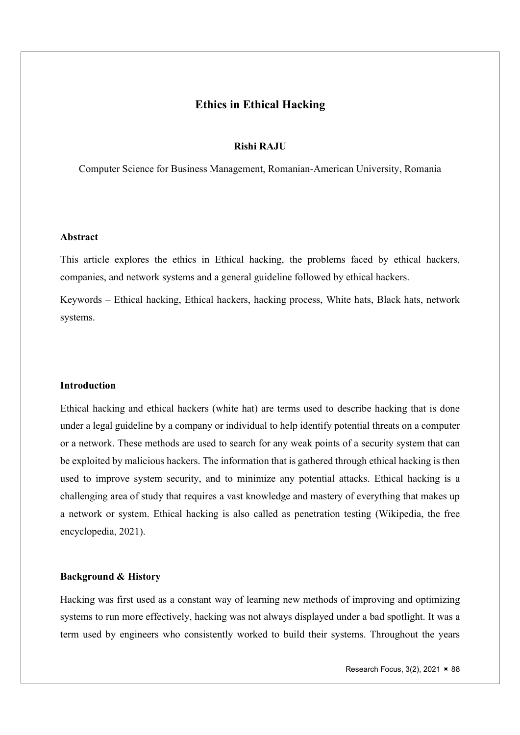# Ethics in Ethical Hacking

**Rishi RAJU**

Computer Science for Business Management, Romanian-American University, Romania

## Abstract

This article explores the ethics in Ethical hacking, the problems faced by ethical hackers, companies, and network systems and a general guideline followed by ethical hackers.

Keywords – Ethical hacking, Ethical hackers, hacking process, White hats, Black hats, network systems.

## Introduction

Ethical hacking and ethical hackers (white hat) are terms used to describe hacking that is done under a legal guideline by a company or individual to help identify potential threats on a computer or a network. These methods are used to search for any weak points of a security system that can be exploited by malicious hackers. The information that is gathered through ethical hacking is then used to improve system security, and to minimize any potential attacks. Ethical hacking is a challenging area of study that requires a vast knowledge and mastery of everything that makes up a network or system. Ethical hacking is also called as penetration testing (Wikipedia, the free encyclopedia, 2021).

## Background & History

Hacking was first used as a constant way of learning new methods of improving and optimizing systems to run more effectively, hacking was not always displayed under a bad spotlight. It was a term used by engineers who consistently worked to build their systems. Throughout the years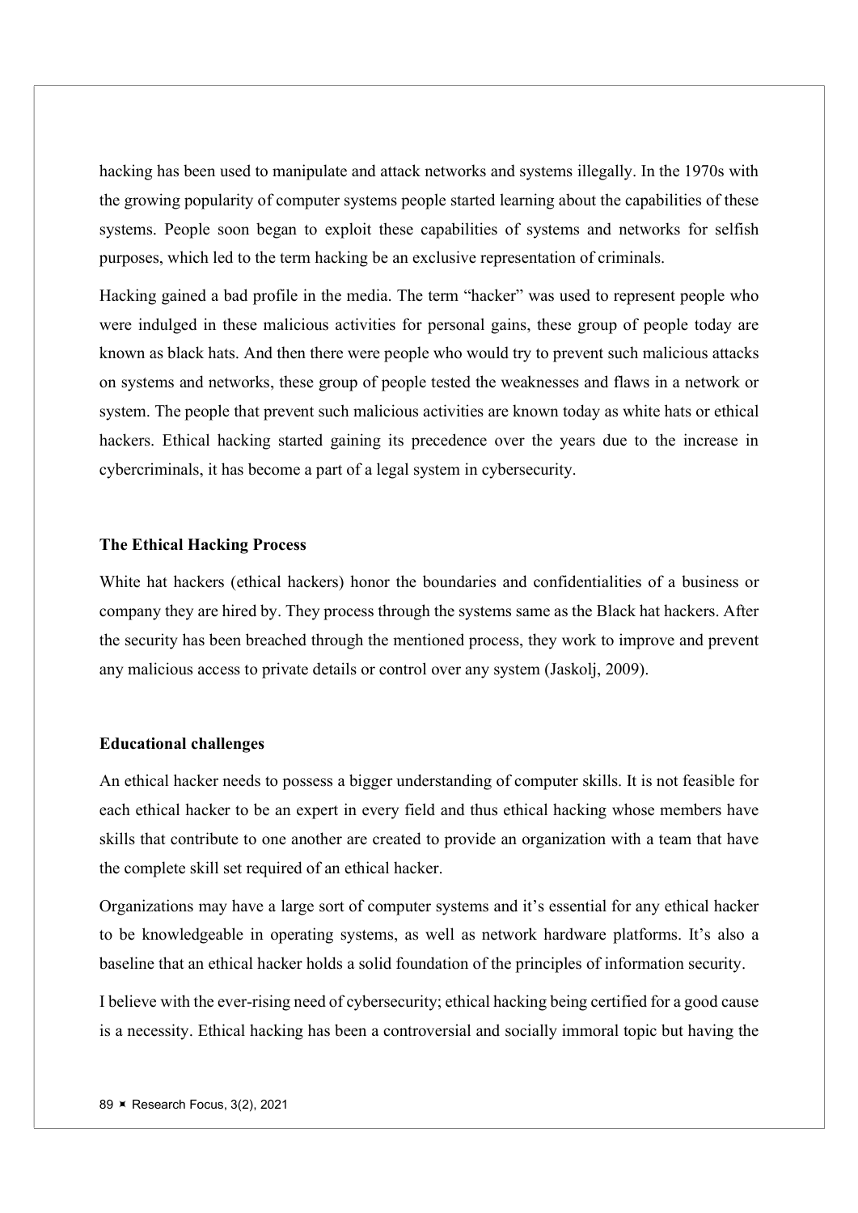hacking has been used to manipulate and attack networks and systems illegally. In the 1970s with the growing popularity of computer systems people started learning about the capabilities of these systems. People soon began to exploit these capabilities of systems and networks for selfish purposes, which led to the term hacking be an exclusive representation of criminals.

Hacking gained a bad profile in the media. The term "hacker" was used to represent people who were indulged in these malicious activities for personal gains, these group of people today are known as black hats. And then there were people who would try to prevent such malicious attacks on systems and networks, these group of people tested the weaknesses and flaws in a network or system. The people that prevent such malicious activities are known today as white hats or ethical hackers. Ethical hacking started gaining its precedence over the years due to the increase in cybercriminals, it has become a part of a legal system in cybersecurity.

### The Ethical Hacking Process

White hat hackers (ethical hackers) honor the boundaries and confidentialities of a business or company they are hired by. They process through the systems same as the Black hat hackers. After the security has been breached through the mentioned process, they work to improve and prevent any malicious access to private details or control over any system (Jaskolj, 2009).

### Educational challenges

An ethical hacker needs to possess a bigger understanding of computer skills. It is not feasible for each ethical hacker to be an expert in every field and thus ethical hacking whose members have skills that contribute to one another are created to provide an organization with a team that have the complete skill set required of an ethical hacker.

Organizations may have a large sort of computer systems and it's essential for any ethical hacker to be knowledgeable in operating systems, as well as network hardware platforms. It's also a baseline that an ethical hacker holds a solid foundation of the principles of information security.

I believe with the ever-rising need of cybersecurity; ethical hacking being certified for a good cause is a necessity. Ethical hacking has been a controversial and socially immoral topic but having the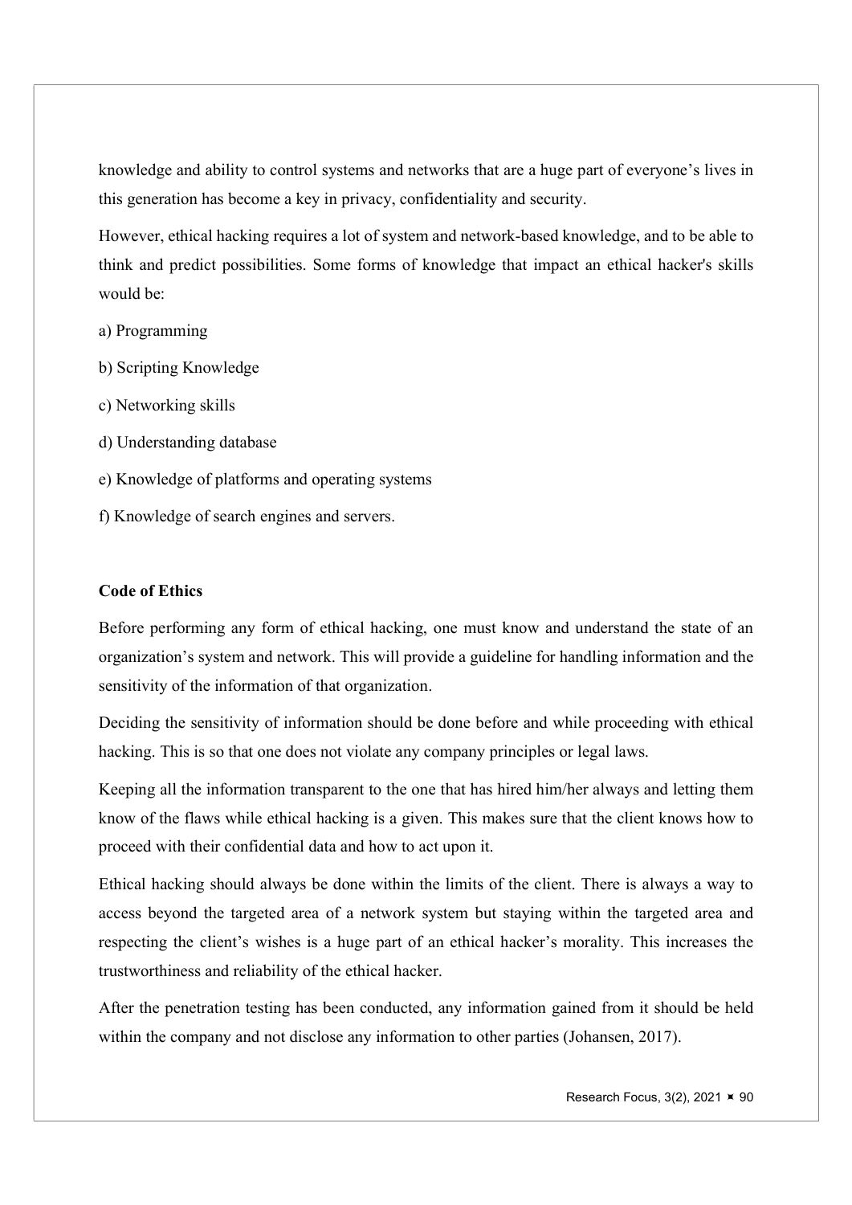knowledge and ability to control systems and networks that are a huge part of everyone's lives in this generation has become a key in privacy, confidentiality and security.

However, ethical hacking requires a lot of system and network-based knowledge, and to be able to think and predict possibilities. Some forms of knowledge that impact an ethical hacker's skills would be:

a) Programming

b) Scripting Knowledge

c) Networking skills

d) Understanding database

e) Knowledge of platforms and operating systems

f) Knowledge of search engines and servers.

**Code of Ethics**

Before performing any form of ethical hacking, one must know and understand the state of an organization's system and network. This will provide a guideline for handling information and the sensitivity of the information of that organization.

Deciding the sensitivity of information should be done before and while proceeding with ethical hacking. This is so that one does not violate any company principles or legal laws.

Keeping all the information transparent to the one that has hired him/her always and letting them know of the flaws while ethical hacking is a given. This makes sure that the client knows how to proceed with their confidential data and how to act upon it.

Ethical hacking should always be done within the limits of the client. There is always a way to access beyond the targeted area of a network system but staying within the targeted area and respecting the client's wishes is a huge part of an ethical hacker's morality. This increases the trustworthiness and reliability of the ethical hacker.

After the penetration testing has been conducted, any information gained from it should be held within the company and not disclose any information to other parties (Johansen, 2017).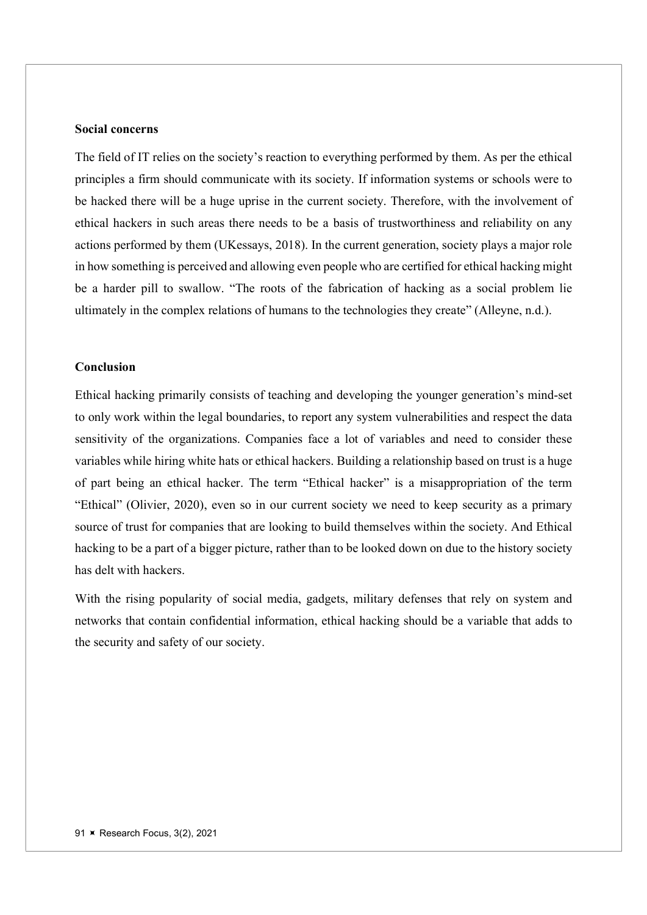### Social concerns

The field of IT relies on the society's reaction to everything performed by them. As per the ethical principles a firm should communicate with its society. If information systems or schools were to be hacked there will be a huge uprise in the current society. Therefore, with the involvement of ethical hackers in such areas there needs to be a basis of trustworthiness and reliability on any actions performed by them (UKessays, 2018). In the current generation, society plays a major role in how something is perceived and allowing even people who are certified for ethical hacking might be a harder pill to swallow. "The roots of the fabrication of hacking as a social problem lie ultimately in the complex relations of humans to the technologies they create" (Alleyne, n.d.).

### Conclusion

Ethical hacking primarily consists of teaching and developing the younger generation's mind-set to only work within the legal boundaries, to report any system vulnerabilities and respect the data sensitivity of the organizations. Companies face a lot of variables and need to consider these variables while hiring white hats or ethical hackers. Building a relationship based on trust is a huge of part being an ethical hacker. The term "Ethical hacker" is a misappropriation of the term "Ethical" (Olivier, 2020), even so in our current society we need to keep security as a primary source of trust for companies that are looking to build themselves within the society. And Ethical hacking to be a part of a bigger picture, rather than to be looked down on due to the history society has delt with hackers.

With the rising popularity of social media, gadgets, military defenses that rely on system and networks that contain confidential information, ethical hacking should be a variable that adds to the security and safety of our society.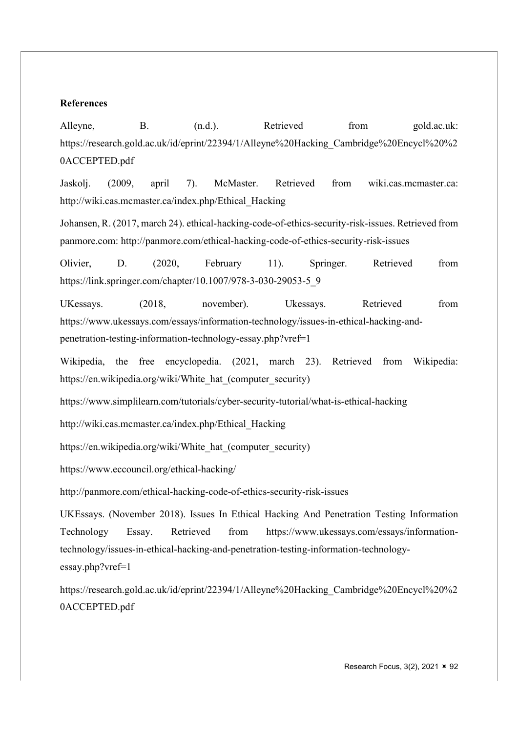**References**

Alleyne, B. (n.d.). Retrieved from gold.ac.uk: https://research.gold.ac.uk/id/eprint/22394/1/Alleyne%20Hacking_Cambridge%20Encycl%20%20ACCEPTED.pdf

Jaskolj. (2009, april 7). McMaster. Retrieved from wiki.cas.mcmaster.ca: http://wiki.cas.mcmaster.ca/index.php/Ethical_Hacking

Johansen, R. (2017, march 24). ethical-hacking-code-of-ethics-security-risk-issues. Retrieved from panmore.com: http://panmore.com/ethical-hacking-code-of-ethics-security-risk-issues

Olivier, D. (2020, February 11). Springer. Retrieved from https://link.springer.com/chapter/10.1007/978-3-030-29053-5_9

UKessays. (2018, november). Ukessays. Retrieved from https://www.ukessays.com/essays/information-technology/issues-in-ethical-hacking-and-penetration-testing-information-technology-essay.php?vref=1

Wikipedia, the free encyclopedia. (2021, march 23). Retrieved from Wikipedia: https://en.wikipedia.org/wiki/White_hat_(computer_security)

https://www.simplilearn.com/tutorials/cyber-security-tutorial/what-is-ethical-hacking

http://wiki.cas.mcmaster.ca/index.php/Ethical_Hacking

https://en.wikipedia.org/wiki/White_hat_(computer_security)

https://www.eccouncil.org/ethical-hacking/

http://panmore.com/ethical-hacking-code-of-ethics-security-risk-issues

UKEssays. (November 2018). Issues In Ethical Hacking And Penetration Testing Information Technology Essay. Retrieved from https://www.ukessays.com/essays/information-technology/issues-in-ethical-hacking-and-penetration-testing-information-technology-essay.php?vref=1

https://research.gold.ac.uk/id/eprint/22394/1/Alleyne%20Hacking_Cambridge%20Encycl%20%20ACCEPTED.pdf